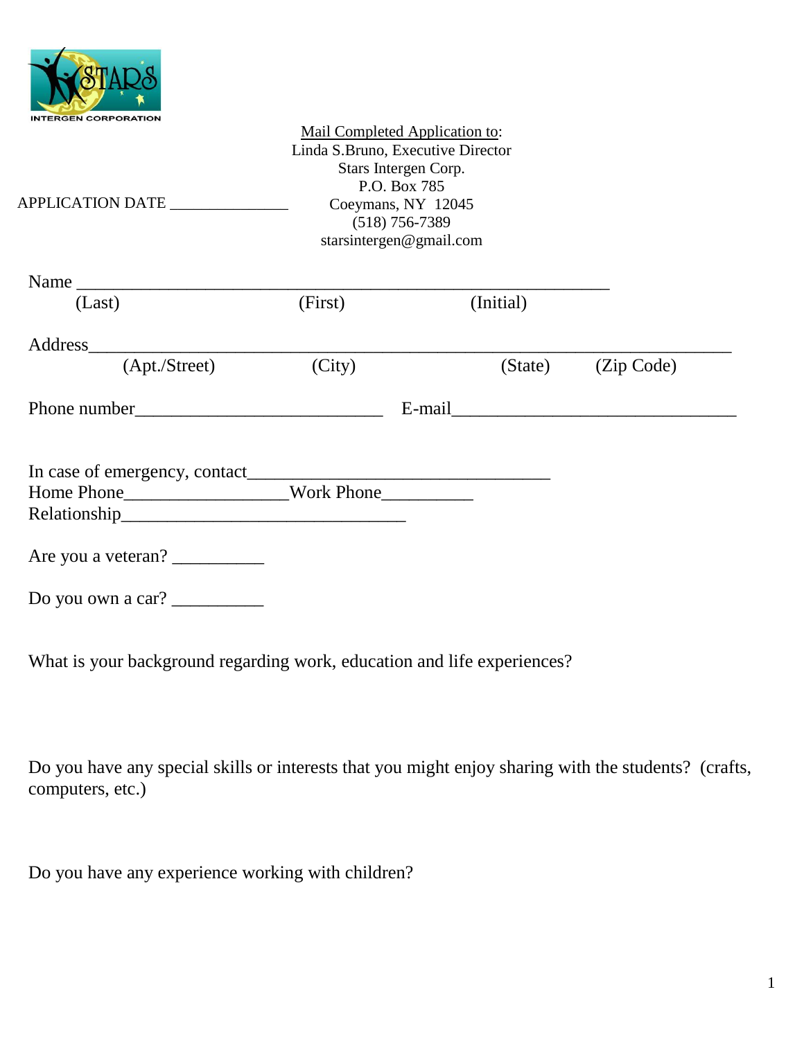STARS INTERGEN CORPORATION

Mail Completed Application to:
Linda S.Bruno, Executive Director
Stars Intergen Corp.
P.O. Box 785
Coeymans, NY 12045
(518) 756-7389
starsintergen@gmail.com

APPLICATION DATE _______________

Name ____________________________________________________________
(Last) (First) (Initial)

Address__________________________________________________________________________
(Apt./Street) (City) (State) (Zip Code)

Phone number____________________________ E-mail________________________________

In case of emergency, contact__________________________________
Home Phone__________________Work Phone__________
Relationship________________________________

Are you a veteran? __________

Do you own a car? __________

What is your background regarding work, education and life experiences?

Do you have any special skills or interests that you might enjoy sharing with the students? (crafts, computers, etc.)

Do you have any experience working with children?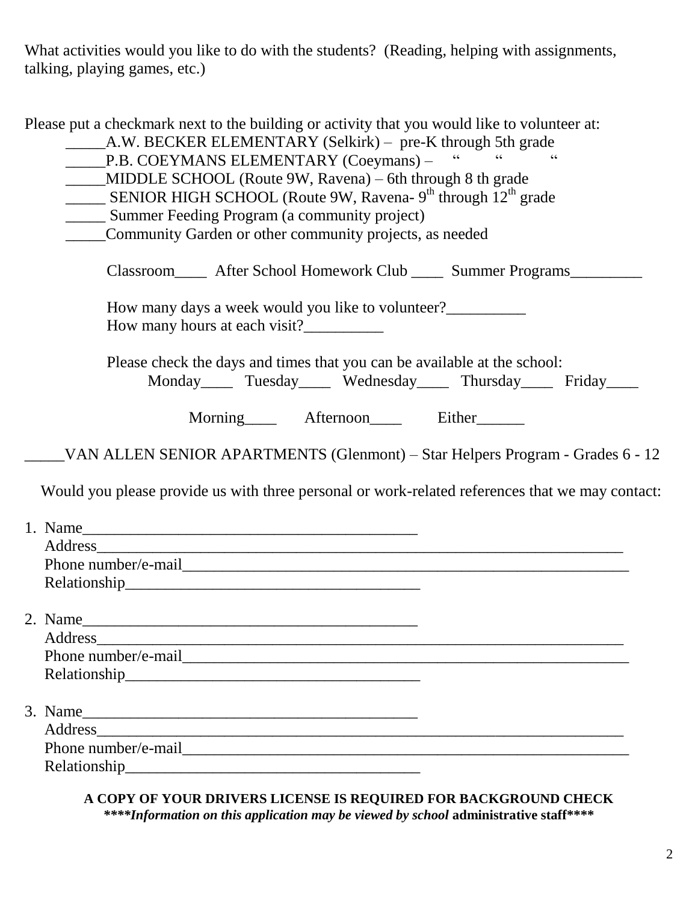What activities would you like to do with the students? (Reading, helping with assignments, talking, playing games, etc.)

Please put a checkmark next to the building or activity that you would like to volunteer at:

_____A.W. BECKER ELEMENTARY (Selkirk) – pre-K through 5th grade
_____P.B. COEYMANS ELEMENTARY (Coeymans) – " " "
_____MIDDLE SCHOOL (Route 9W, Ravena) – 6th through 8 th grade
_____ SENIOR HIGH SCHOOL (Route 9W, Ravena- 9th through 12th grade
_____ Summer Feeding Program (a community project)
_____Community Garden or other community projects, as needed

Classroom____ After School Homework Club ____ Summer Programs_________

How many days a week would you like to volunteer?__________
How many hours at each visit?__________

Please check the days and times that you can be available at the school:
Monday____ Tuesday____ Wednesday____ Thursday____ Friday____

Morning____ Afternoon____ Either______

_____VAN ALLEN SENIOR APARTMENTS (Glenmont) – Star Helpers Program - Grades 6 - 12

Would you please provide us with three personal or work-related references that we may contact:

1. Name___________________________________________
   Address_________________________________________________________________
   Phone number/e-mail_______________________________________________________
   Relationship_____________________________________

2. Name___________________________________________
   Address_________________________________________________________________
   Phone number/e-mail_______________________________________________________
   Relationship_____________________________________

3. Name___________________________________________
   Address_________________________________________________________________
   Phone number/e-mail_______________________________________________________
   Relationship_____________________________________

**A COPY OF YOUR DRIVERS LICENSE IS REQUIRED FOR BACKGROUND CHECK**
***\*\*\*\*Information on this application may be viewed by school* administrative staff\*\*\*\***